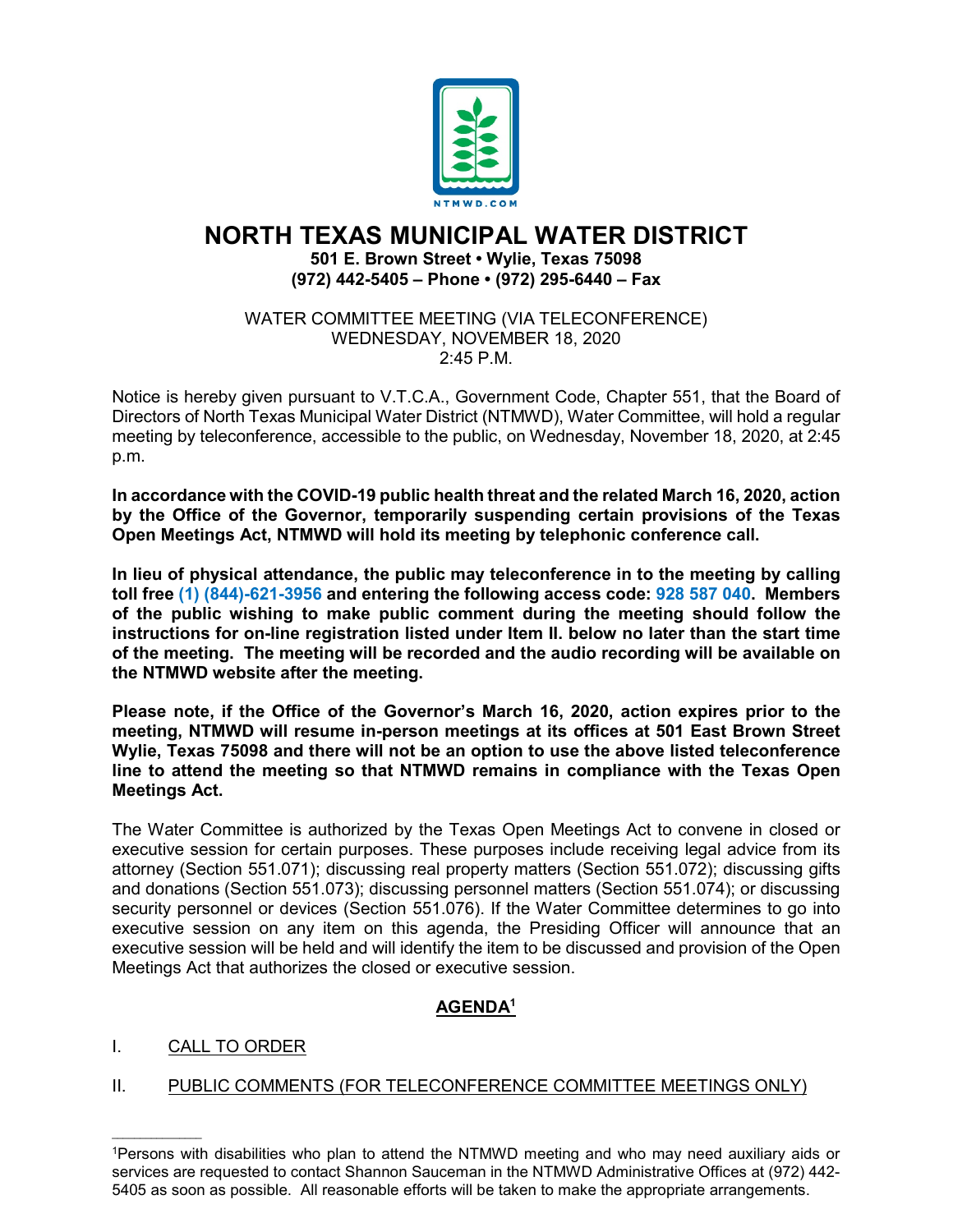# NORTH TEXAS MUNICIPAL WATER DISTRICT

**501 E. Brown Street • Wylie, Texas 75098**
**(972) 442-5405 – Phone • (972) 295-6440 – Fax**

WATER COMMITTEE MEETING (VIA TELECONFERENCE)
WEDNESDAY, NOVEMBER 18, 2020
2:45 P.M.

Notice is hereby given pursuant to V.T.C.A., Government Code, Chapter 551, that the Board of Directors of North Texas Municipal Water District (NTMWD), Water Committee, will hold a regular meeting by teleconference, accessible to the public, on Wednesday, November 18, 2020, at 2:45 p.m.

**In accordance with the COVID-19 public health threat and the related March 16, 2020, action by the Office of the Governor, temporarily suspending certain provisions of the Texas Open Meetings Act, NTMWD will hold its meeting by telephonic conference call.**

**In lieu of physical attendance, the public may teleconference in to the meeting by calling toll free (1) (844)-621-3956 and entering the following access code: 928 587 040. Members of the public wishing to make public comment during the meeting should follow the instructions for on-line registration listed under Item II. below no later than the start time of the meeting. The meeting will be recorded and the audio recording will be available on the NTMWD website after the meeting.**

**Please note, if the Office of the Governor's March 16, 2020, action expires prior to the meeting, NTMWD will resume in-person meetings at its offices at 501 East Brown Street Wylie, Texas 75098 and there will not be an option to use the above listed teleconference line to attend the meeting so that NTMWD remains in compliance with the Texas Open Meetings Act.**

The Water Committee is authorized by the Texas Open Meetings Act to convene in closed or executive session for certain purposes. These purposes include receiving legal advice from its attorney (Section 551.071); discussing real property matters (Section 551.072); discussing gifts and donations (Section 551.073); discussing personnel matters (Section 551.074); or discussing security personnel or devices (Section 551.076). If the Water Committee determines to go into executive session on any item on this agenda, the Presiding Officer will announce that an executive session will be held and will identify the item to be discussed and provision of the Open Meetings Act that authorizes the closed or executive session.

## AGENDA[1]

I. CALL TO ORDER

II. PUBLIC COMMENTS (FOR TELECONFERENCE COMMITTEE MEETINGS ONLY)

---

[1]Persons with disabilities who plan to attend the NTMWD meeting and who may need auxiliary aids or services are requested to contact Shannon Sauceman in the NTMWD Administrative Offices at (972) 442-5405 as soon as possible. All reasonable efforts will be taken to make the appropriate arrangements.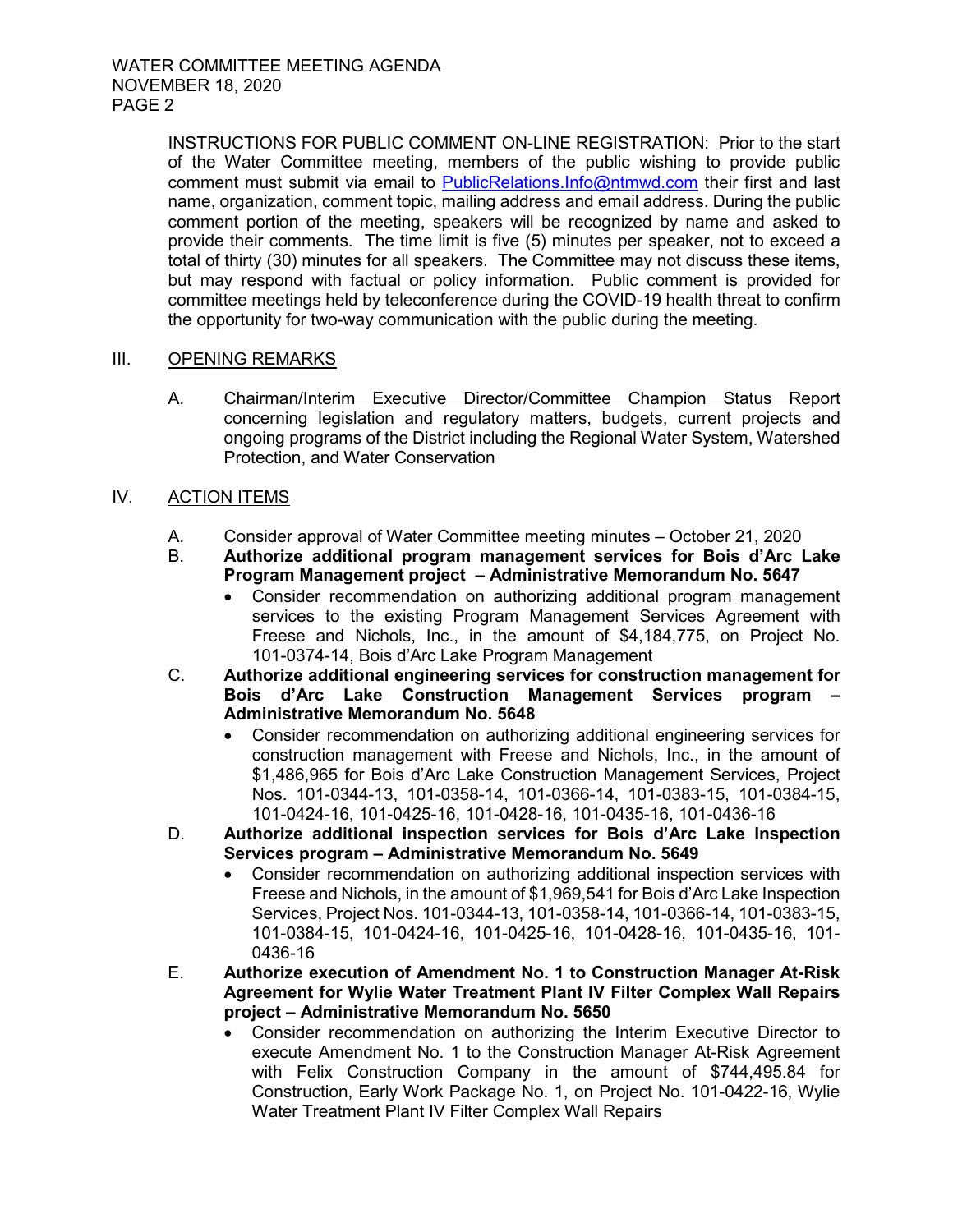INSTRUCTIONS FOR PUBLIC COMMENT ON-LINE REGISTRATION: Prior to the start of the Water Committee meeting, members of the public wishing to provide public comment must submit via email to PublicRelations.Info@ntmwd.com their first and last name, organization, comment topic, mailing address and email address. During the public comment portion of the meeting, speakers will be recognized by name and asked to provide their comments. The time limit is five (5) minutes per speaker, not to exceed a total of thirty (30) minutes for all speakers. The Committee may not discuss these items, but may respond with factual or policy information. Public comment is provided for committee meetings held by teleconference during the COVID-19 health threat to confirm the opportunity for two-way communication with the public during the meeting.

## III. OPENING REMARKS

A. Chairman/Interim Executive Director/Committee Champion Status Report concerning legislation and regulatory matters, budgets, current projects and ongoing programs of the District including the Regional Water System, Watershed Protection, and Water Conservation

## IV. ACTION ITEMS

A. Consider approval of Water Committee meeting minutes – October 21, 2020

B. **Authorize additional program management services for Bois d'Arc Lake Program Management project – Administrative Memorandum No. 5647**
- Consider recommendation on authorizing additional program management services to the existing Program Management Services Agreement with Freese and Nichols, Inc., in the amount of $4,184,775, on Project No. 101-0374-14, Bois d'Arc Lake Program Management

C. **Authorize additional engineering services for construction management for Bois d'Arc Lake Construction Management Services program – Administrative Memorandum No. 5648**
- Consider recommendation on authorizing additional engineering services for construction management with Freese and Nichols, Inc., in the amount of $1,486,965 for Bois d'Arc Lake Construction Management Services, Project Nos. 101-0344-13, 101-0358-14, 101-0366-14, 101-0383-15, 101-0384-15, 101-0424-16, 101-0425-16, 101-0428-16, 101-0435-16, 101-0436-16

D. **Authorize additional inspection services for Bois d'Arc Lake Inspection Services program – Administrative Memorandum No. 5649**
- Consider recommendation on authorizing additional inspection services with Freese and Nichols, in the amount of $1,969,541 for Bois d'Arc Lake Inspection Services, Project Nos. 101-0344-13, 101-0358-14, 101-0366-14, 101-0383-15, 101-0384-15, 101-0424-16, 101-0425-16, 101-0428-16, 101-0435-16, 101-0436-16

E. **Authorize execution of Amendment No. 1 to Construction Manager At-Risk Agreement for Wylie Water Treatment Plant IV Filter Complex Wall Repairs project – Administrative Memorandum No. 5650**
- Consider recommendation on authorizing the Interim Executive Director to execute Amendment No. 1 to the Construction Manager At-Risk Agreement with Felix Construction Company in the amount of $744,495.84 for Construction, Early Work Package No. 1, on Project No. 101-0422-16, Wylie Water Treatment Plant IV Filter Complex Wall Repairs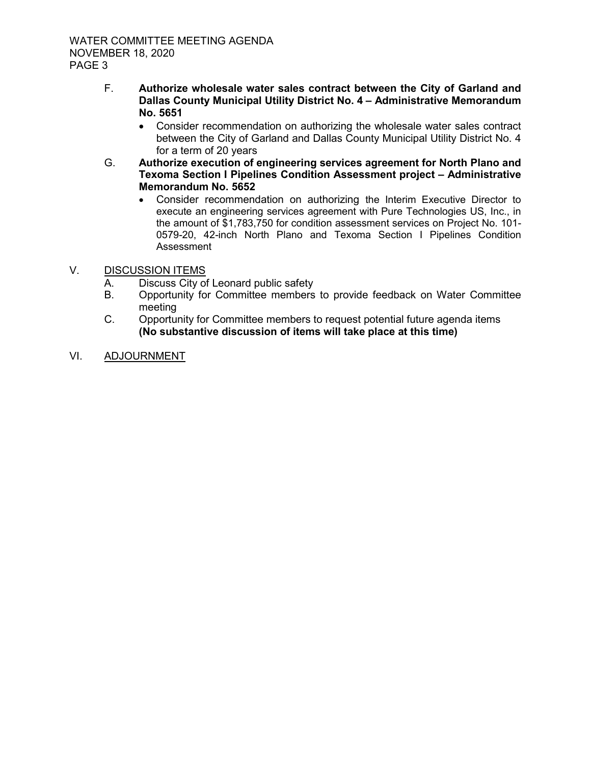F. **Authorize wholesale water sales contract between the City of Garland and Dallas County Municipal Utility District No. 4 – Administrative Memorandum No. 5651**
   - Consider recommendation on authorizing the wholesale water sales contract between the City of Garland and Dallas County Municipal Utility District No. 4 for a term of 20 years

G. **Authorize execution of engineering services agreement for North Plano and Texoma Section I Pipelines Condition Assessment project – Administrative Memorandum No. 5652**
   - Consider recommendation on authorizing the Interim Executive Director to execute an engineering services agreement with Pure Technologies US, Inc., in the amount of $1,783,750 for condition assessment services on Project No. 101-0579-20, 42-inch North Plano and Texoma Section I Pipelines Condition Assessment

## V. DISCUSSION ITEMS

A. Discuss City of Leonard public safety

B. Opportunity for Committee members to provide feedback on Water Committee meeting

C. Opportunity for Committee members to request potential future agenda items **(No substantive discussion of items will take place at this time)**

## VI. ADJOURNMENT